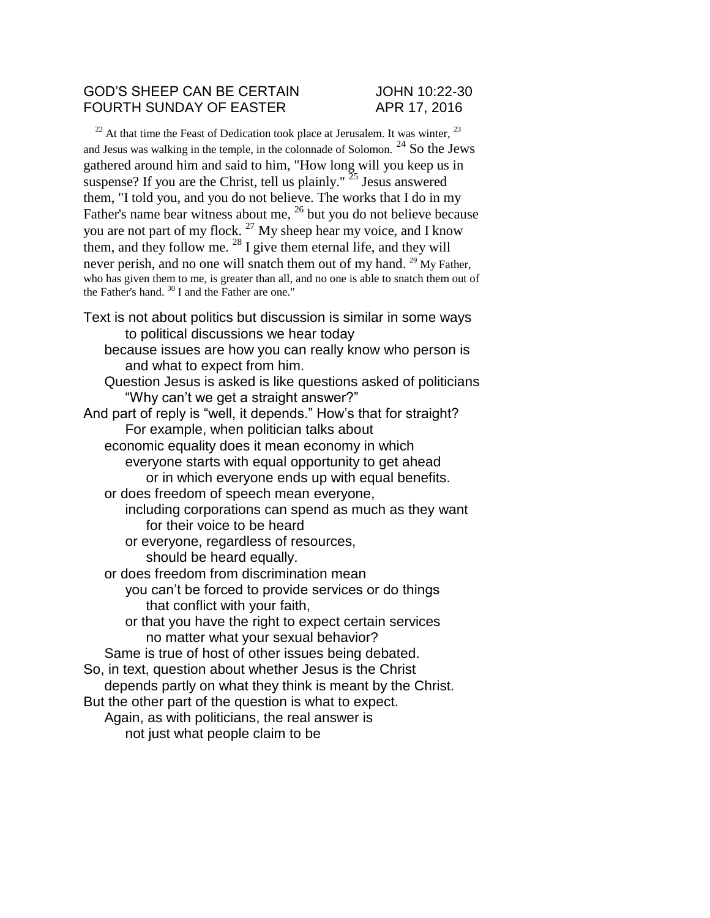GOD'S SHEEP CAN BE CERTAIN JOHN 10:22-30
FOURTH SUNDAY OF EASTER APR 17, 2016

[22] At that time the Feast of Dedication took place at Jerusalem. It was winter, [23] and Jesus was walking in the temple, in the colonnade of Solomon. [24] So the Jews gathered around him and said to him, "How long will you keep us in suspense? If you are the Christ, tell us plainly." [25] Jesus answered them, "I told you, and you do not believe. The works that I do in my Father's name bear witness about me, [26] but you do not believe because you are not part of my flock. [27] My sheep hear my voice, and I know them, and they follow me. [28] I give them eternal life, and they will never perish, and no one will snatch them out of my hand. [29] My Father, who has given them to me, is greater than all, and no one is able to snatch them out of the Father's hand. [30] I and the Father are one."

Text is not about politics but discussion is similar in some ways
to political discussions we hear today
because issues are how you can really know who person is
and what to expect from him.
Question Jesus is asked is like questions asked of politicians
"Why can't we get a straight answer?"
And part of reply is "well, it depends." How's that for straight?
For example, when politician talks about
economic equality does it mean economy in which
everyone starts with equal opportunity to get ahead
or in which everyone ends up with equal benefits.
or does freedom of speech mean everyone,
including corporations can spend as much as they want
for their voice to be heard
or everyone, regardless of resources,
should be heard equally.
or does freedom from discrimination mean
you can't be forced to provide services or do things
that conflict with your faith,
or that you have the right to expect certain services
no matter what your sexual behavior?
Same is true of host of other issues being debated.
So, in text, question about whether Jesus is the Christ
depends partly on what they think is meant by the Christ.
But the other part of the question is what to expect.
Again, as with politicians, the real answer is
not just what people claim to be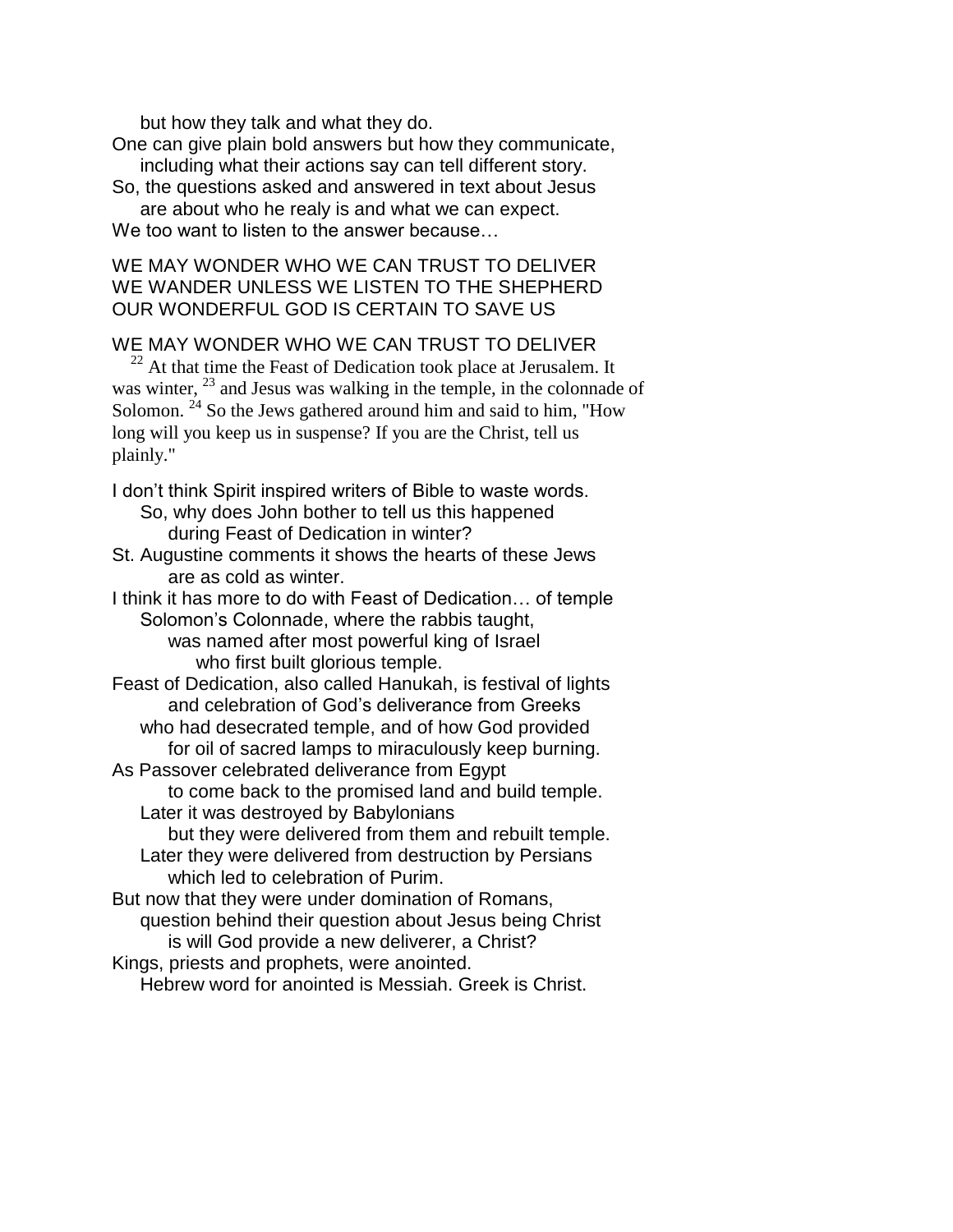but how they talk and what they do.
One can give plain bold answers but how they communicate,
including what their actions say can tell different story.
So, the questions asked and answered in text about Jesus
are about who he realy is and what we can expect.
We too want to listen to the answer because…

WE MAY WONDER WHO WE CAN TRUST TO DELIVER
WE WANDER UNLESS WE LISTEN TO THE SHEPHERD
OUR WONDERFUL GOD IS CERTAIN TO SAVE US

WE MAY WONDER WHO WE CAN TRUST TO DELIVER

[22] At that time the Feast of Dedication took place at Jerusalem. It was winter, [23] and Jesus was walking in the temple, in the colonnade of Solomon. [24] So the Jews gathered around him and said to him, "How long will you keep us in suspense? If you are the Christ, tell us plainly."

I don't think Spirit inspired writers of Bible to waste words.
So, why does John bother to tell us this happened
during Feast of Dedication in winter?
St. Augustine comments it shows the hearts of these Jews
are as cold as winter.
I think it has more to do with Feast of Dedication… of temple
Solomon's Colonnade, where the rabbis taught,
was named after most powerful king of Israel
who first built glorious temple.
Feast of Dedication, also called Hanukah, is festival of lights
and celebration of God's deliverance from Greeks
who had desecrated temple, and of how God provided
for oil of sacred lamps to miraculously keep burning.
As Passover celebrated deliverance from Egypt
to come back to the promised land and build temple.
Later it was destroyed by Babylonians
but they were delivered from them and rebuilt temple.
Later they were delivered from destruction by Persians
which led to celebration of Purim.
But now that they were under domination of Romans,
question behind their question about Jesus being Christ
is will God provide a new deliverer, a Christ?
Kings, priests and prophets, were anointed.
Hebrew word for anointed is Messiah. Greek is Christ.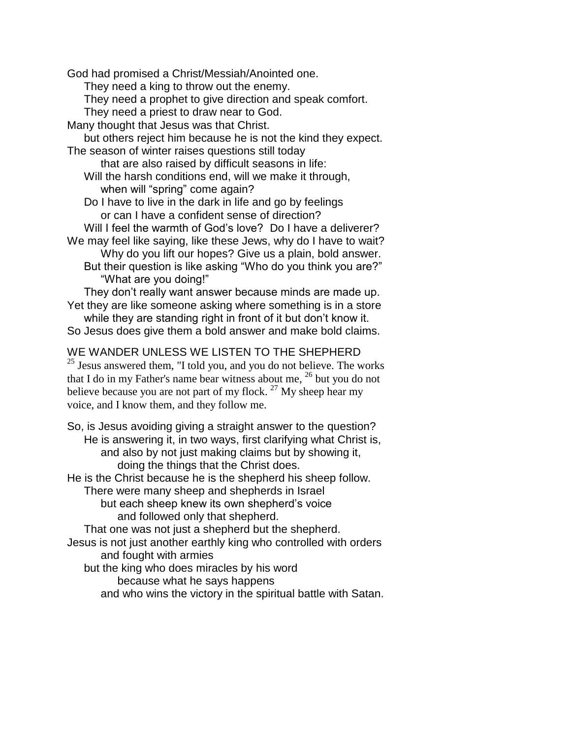God had promised a Christ/Messiah/Anointed one.
They need a king to throw out the enemy.
They need a prophet to give direction and speak comfort.
They need a priest to draw near to God.
Many thought that Jesus was that Christ.
but others reject him because he is not the kind they expect.
The season of winter raises questions still today
that are also raised by difficult seasons in life:
Will the harsh conditions end, will we make it through,
when will "spring" come again?
Do I have to live in the dark in life and go by feelings
or can I have a confident sense of direction?
Will I feel the warmth of God's love? Do I have a deliverer?
We may feel like saying, like these Jews, why do I have to wait?
Why do you lift our hopes? Give us a plain, bold answer.
But their question is like asking "Who do you think you are?"
"What are you doing!"
They don't really want answer because minds are made up.
Yet they are like someone asking where something is in a store
while they are standing right in front of it but don't know it.
So Jesus does give them a bold answer and make bold claims.

WE WANDER UNLESS WE LISTEN TO THE SHEPHERD

[25] Jesus answered them, "I told you, and you do not believe. The works that I do in my Father's name bear witness about me, [26] but you do not believe because you are not part of my flock. [27] My sheep hear my voice, and I know them, and they follow me.

So, is Jesus avoiding giving a straight answer to the question?
He is answering it, in two ways, first clarifying what Christ is,
and also by not just making claims but by showing it,
doing the things that the Christ does.
He is the Christ because he is the shepherd his sheep follow.
There were many sheep and shepherds in Israel
but each sheep knew its own shepherd's voice
and followed only that shepherd.
That one was not just a shepherd but the shepherd.
Jesus is not just another earthly king who controlled with orders
and fought with armies
but the king who does miracles by his word
because what he says happens
and who wins the victory in the spiritual battle with Satan.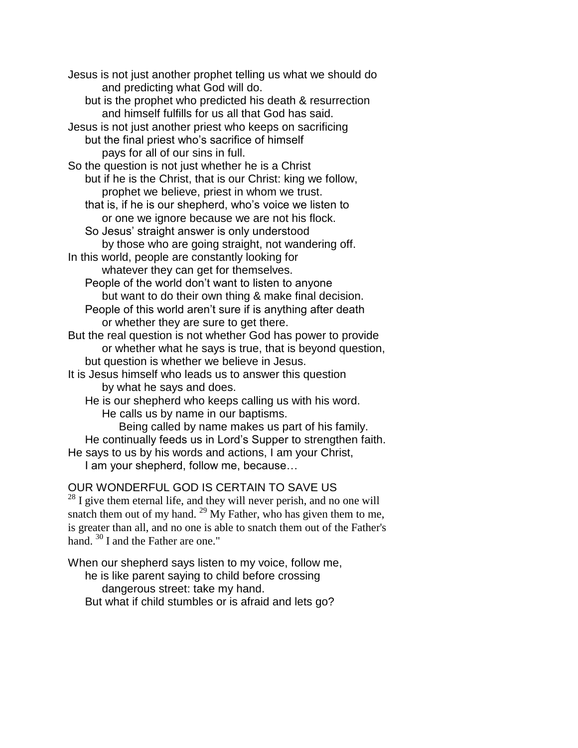Jesus is not just another prophet telling us what we should do
        and predicting what God will do.
    but is the prophet who predicted his death & resurrection
        and himself fulfills for us all that God has said.
Jesus is not just another priest who keeps on sacrificing
    but the final priest who's sacrifice of himself
        pays for all of our sins in full.
So the question is not just whether he is a Christ
    but if he is the Christ, that is our Christ: king we follow,
        prophet we believe, priest in whom we trust.
    that is, if he is our shepherd, who's voice we listen to
        or one we ignore because we are not his flock.
    So Jesus' straight answer is only understood
        by those who are going straight, not wandering off.
In this world, people are constantly looking for
        whatever they can get for themselves.
    People of the world don't want to listen to anyone
        but want to do their own thing & make final decision.
    People of this world aren't sure if is anything after death
        or whether they are sure to get there.
But the real question is not whether God has power to provide
        or whether what he says is true, that is beyond question,
    but question is whether we believe in Jesus.
It is Jesus himself who leads us to answer this question
        by what he says and does.
    He is our shepherd who keeps calling us with his word.
        He calls us by name in our baptisms.
            Being called by name makes us part of his family.
    He continually feeds us in Lord's Supper to strengthen faith.
He says to us by his words and actions, I am your Christ,
    I am your shepherd, follow me, because…

OUR WONDERFUL GOD IS CERTAIN TO SAVE US

[28] I give them eternal life, and they will never perish, and no one will snatch them out of my hand. [29] My Father, who has given them to me, is greater than all, and no one is able to snatch them out of the Father's hand. [30] I and the Father are one."

When our shepherd says listen to my voice, follow me,
    he is like parent saying to child before crossing
        dangerous street: take my hand.
    But what if child stumbles or is afraid and lets go?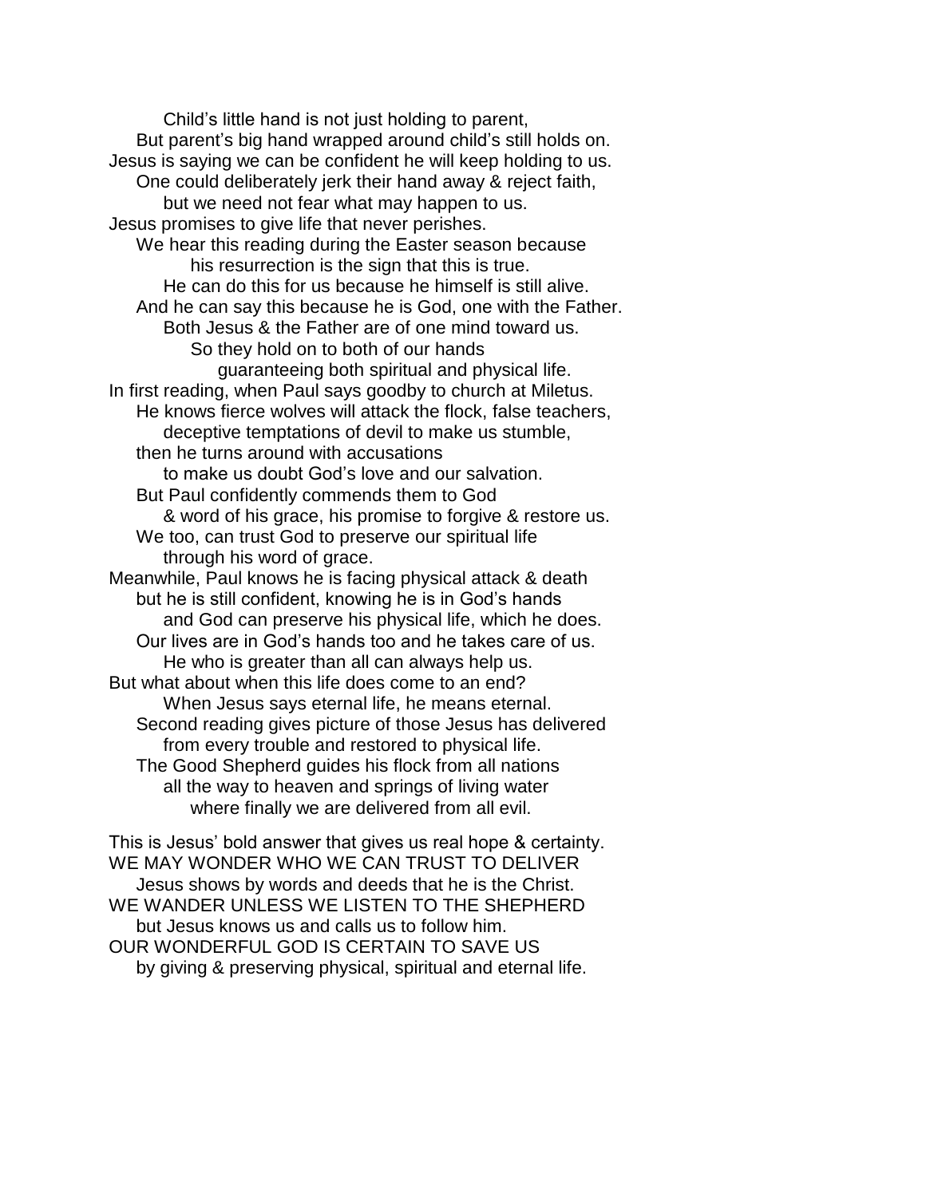Child's little hand is not just holding to parent,
But parent's big hand wrapped around child's still holds on.
Jesus is saying we can be confident he will keep holding to us.
One could deliberately jerk their hand away & reject faith,
but we need not fear what may happen to us.
Jesus promises to give life that never perishes.
We hear this reading during the Easter season because
his resurrection is the sign that this is true.
He can do this for us because he himself is still alive.
And he can say this because he is God, one with the Father.
Both Jesus & the Father are of one mind toward us.
So they hold on to both of our hands
guaranteeing both spiritual and physical life.
In first reading, when Paul says goodby to church at Miletus.
He knows fierce wolves will attack the flock, false teachers,
deceptive temptations of devil to make us stumble,
then he turns around with accusations
to make us doubt God's love and our salvation.
But Paul confidently commends them to God
& word of his grace, his promise to forgive & restore us.
We too, can trust God to preserve our spiritual life
through his word of grace.
Meanwhile, Paul knows he is facing physical attack & death
but he is still confident, knowing he is in God's hands
and God can preserve his physical life, which he does.
Our lives are in God's hands too and he takes care of us.
He who is greater than all can always help us.
But what about when this life does come to an end?
When Jesus says eternal life, he means eternal.
Second reading gives picture of those Jesus has delivered
from every trouble and restored to physical life.
The Good Shepherd guides his flock from all nations
all the way to heaven and springs of living water
where finally we are delivered from all evil.

This is Jesus' bold answer that gives us real hope & certainty.
WE MAY WONDER WHO WE CAN TRUST TO DELIVER
Jesus shows by words and deeds that he is the Christ.
WE WANDER UNLESS WE LISTEN TO THE SHEPHERD
but Jesus knows us and calls us to follow him.
OUR WONDERFUL GOD IS CERTAIN TO SAVE US
by giving & preserving physical, spiritual and eternal life.